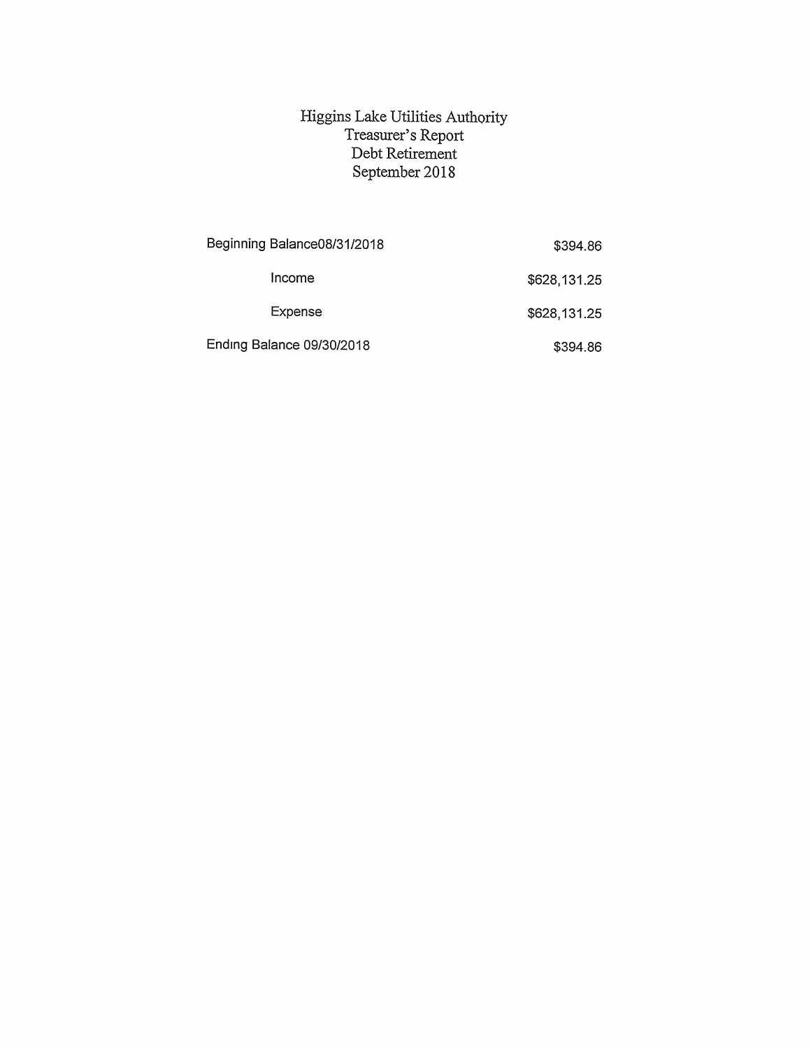# Higgins Lake Utilities Authority
## Treasurer's Report
## Debt Retirement
## September 2018

| | |
|---|---|
| Beginning Balance08/31/2018 | $394.86 |
| Income | $628,131.25 |
| Expense | $628,131.25 |
| Ending Balance 09/30/2018 | $394.86 |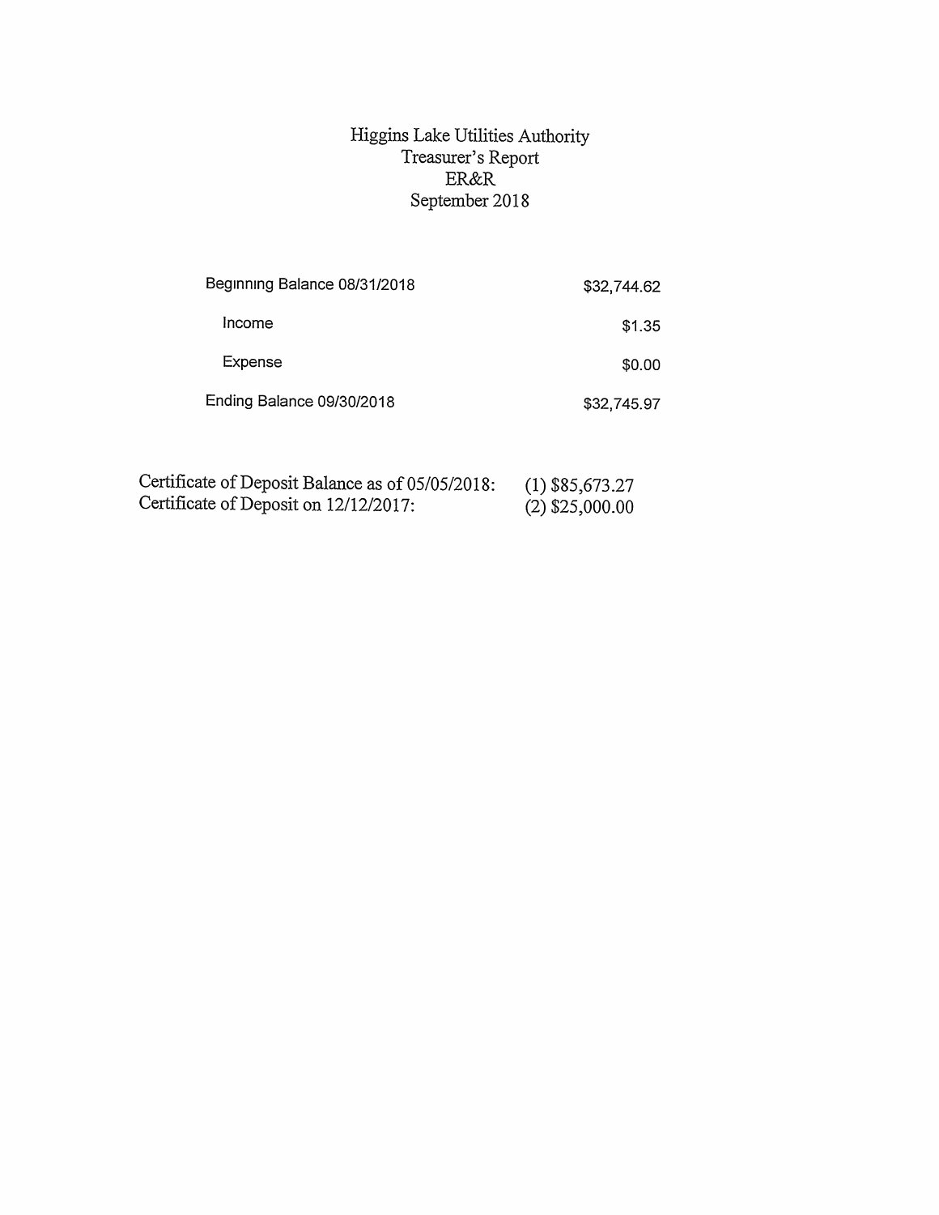# Higgins Lake Utilities Authority
## Treasurer's Report
## ER&R
## September 2018

| | |
|---|---|
| Beginning Balance 08/31/2018 | $32,744.62 |
| Income | $1.35 |
| Expense | $0.00 |
| Ending Balance 09/30/2018 | $32,745.97 |

| | |
|---|---|
| Certificate of Deposit Balance as of 05/05/2018: | (1) $85,673.27 |
| Certificate of Deposit on 12/12/2017: | (2) $25,000.00 |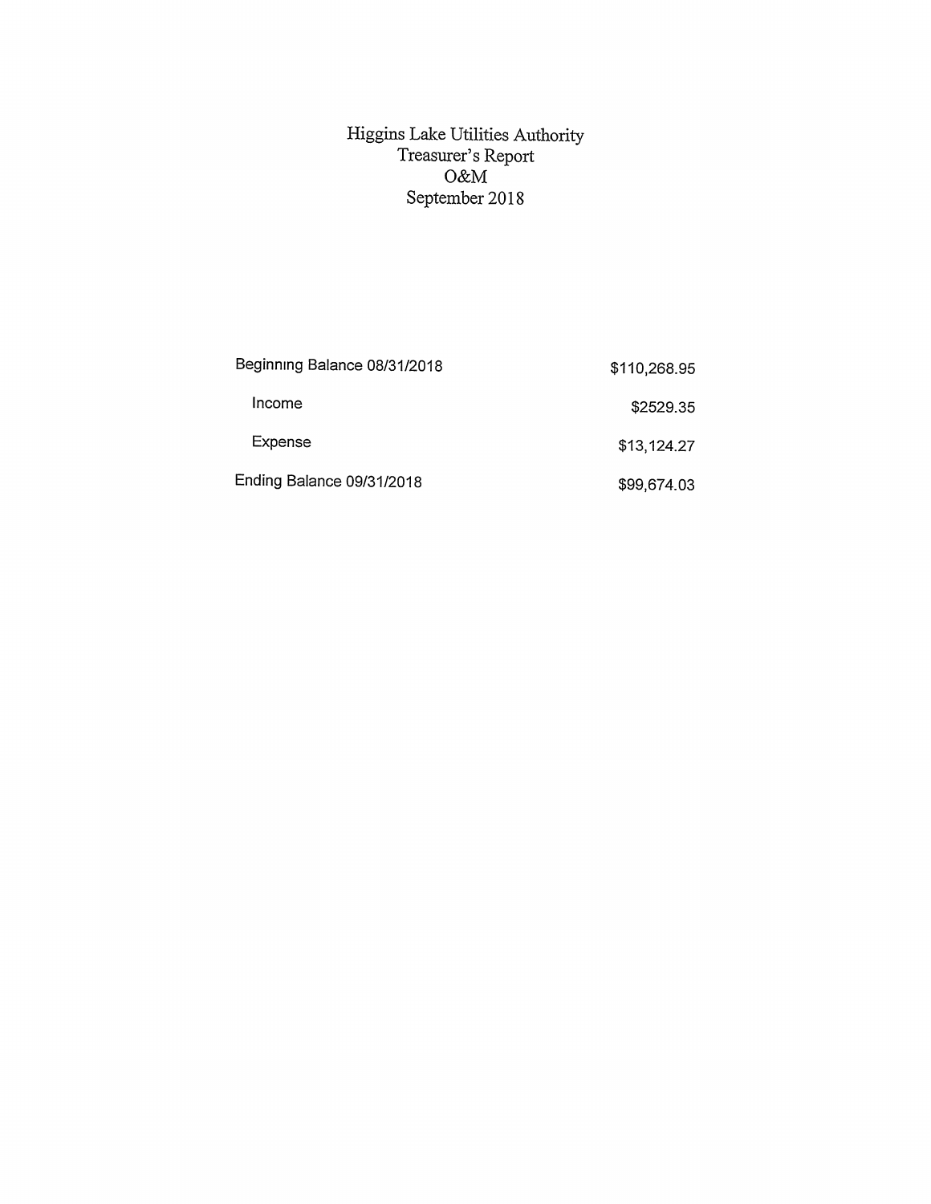# Higgins Lake Utilities Authority
## Treasurer's Report
## O&M
## September 2018

| | |
|---|---|
| Beginning Balance 08/31/2018 | $110,268.95 |
| Income | $2529.35 |
| Expense | $13,124.27 |
| Ending Balance 09/31/2018 | $99,674.03 |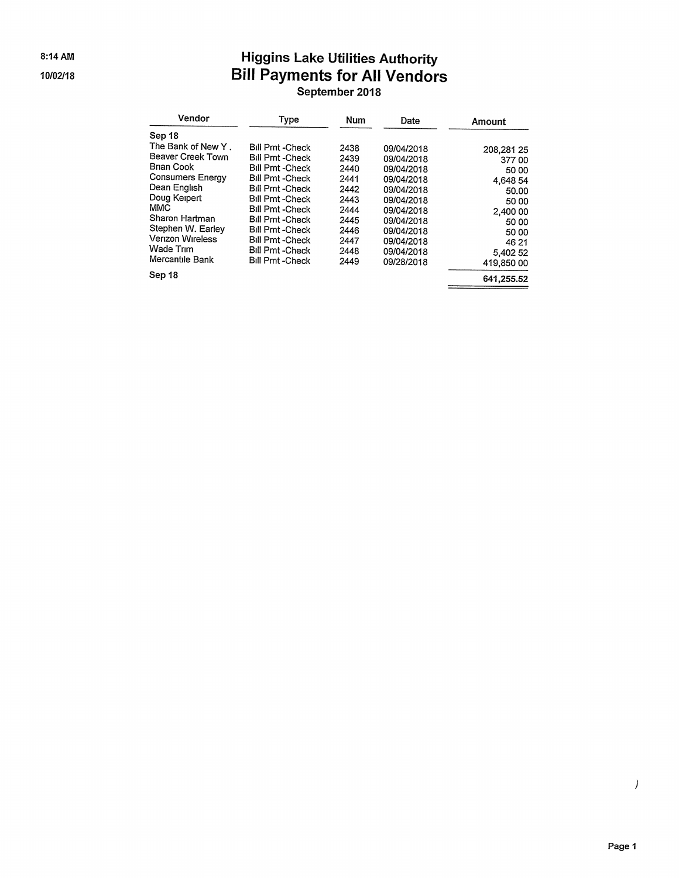8:14 AM

10/02/18

# Higgins Lake Utilities Authority
## Bill Payments for All Vendors
### September 2018

| Vendor | Type | Num | Date | Amount |
|---|---|---|---|---|
| **Sep 18** | | | | |
| The Bank of New Y . | Bill Pmt -Check | 2438 | 09/04/2018 | 208,281 25 |
| Beaver Creek Town | Bill Pmt -Check | 2439 | 09/04/2018 | 377 00 |
| Brian Cook | Bill Pmt -Check | 2440 | 09/04/2018 | 50 00 |
| Consumers Energy | Bill Pmt -Check | 2441 | 09/04/2018 | 4,648 54 |
| Dean English | Bill Pmt -Check | 2442 | 09/04/2018 | 50.00 |
| Doug Keipert | Bill Pmt -Check | 2443 | 09/04/2018 | 50 00 |
| MMC | Bill Pmt -Check | 2444 | 09/04/2018 | 2,400 00 |
| Sharon Hartman | Bill Pmt -Check | 2445 | 09/04/2018 | 50 00 |
| Stephen W. Earley | Bill Pmt -Check | 2446 | 09/04/2018 | 50 00 |
| Verizon Wireless | Bill Pmt -Check | 2447 | 09/04/2018 | 46 21 |
| Wade Trim | Bill Pmt -Check | 2448 | 09/04/2018 | 5,402 52 |
| Mercantile Bank | Bill Pmt -Check | 2449 | 09/28/2018 | 419,850 00 |
| **Sep 18** | | | | **641,255.52** |